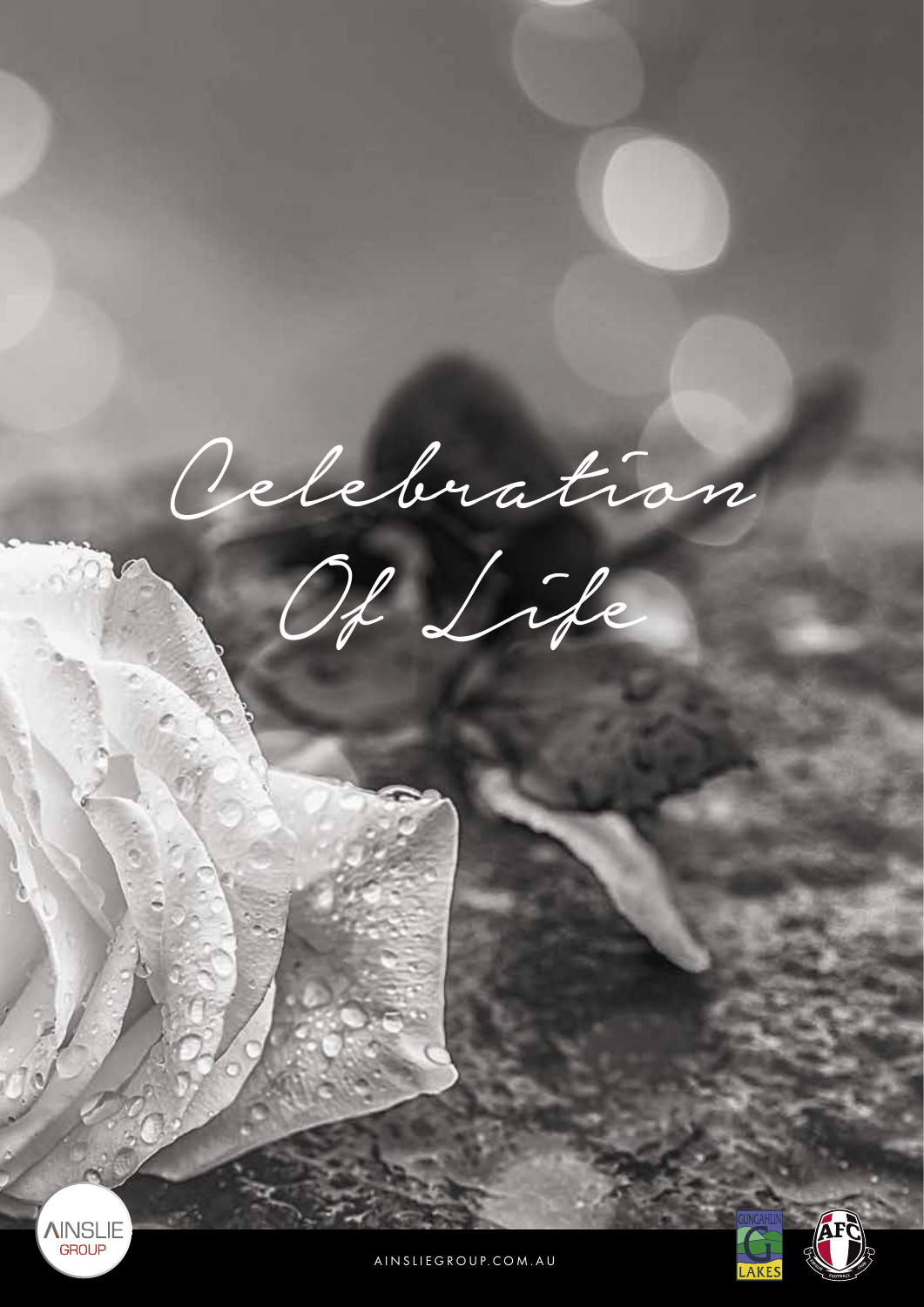# Celebration Of Life

AINSLIEGROUP.COM.AU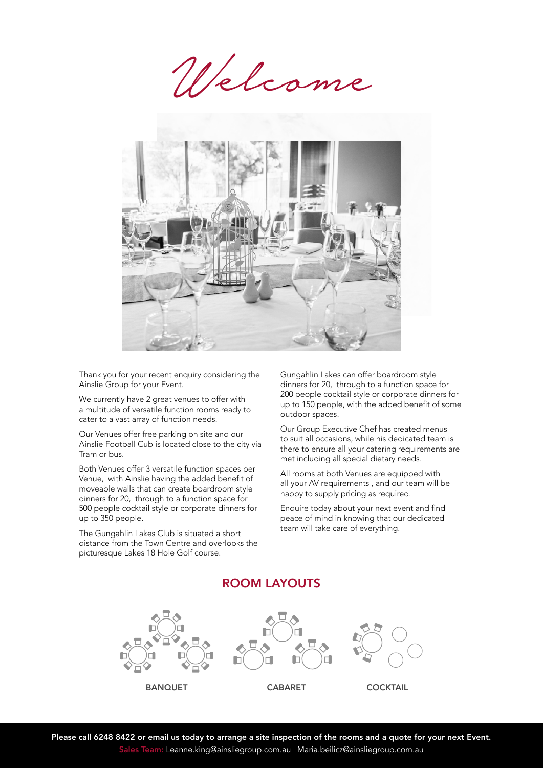# Welcome

Thank you for your recent enquiry considering the Ainslie Group for your Event.

We currently have 2 great venues to offer with a multitude of versatile function rooms ready to cater to a vast array of function needs.

Our Venues offer free parking on site and our Ainslie Football Cub is located close to the city via Tram or bus.

Both Venues offer 3 versatile function spaces per Venue, with Ainslie having the added benefit of moveable walls that can create boardroom style dinners for 20, through to a function space for 500 people cocktail style or corporate dinners for up to 350 people.

The Gungahlin Lakes Club is situated a short distance from the Town Centre and overlooks the picturesque Lakes 18 Hole Golf course.

Gungahlin Lakes can offer boardroom style dinners for 20, through to a function space for 200 people cocktail style or corporate dinners for up to 150 people, with the added benefit of some outdoor spaces.

Our Group Executive Chef has created menus to suit all occasions, while his dedicated team is there to ensure all your catering requirements are met including all special dietary needs.

All rooms at both Venues are equipped with all your AV requirements , and our team will be happy to supply pricing as required.

Enquire today about your next event and find peace of mind in knowing that our dedicated team will take care of everything.

## ROOM LAYOUTS

BANQUET

CABARET

COCKTAIL

**Please call 6248 8422 or email us today to arrange a site inspection of the rooms and a quote for your next Event.**

Sales Team: Leanne.king@ainsliegroup.com.au | Maria.beilicz@ainsliegroup.com.au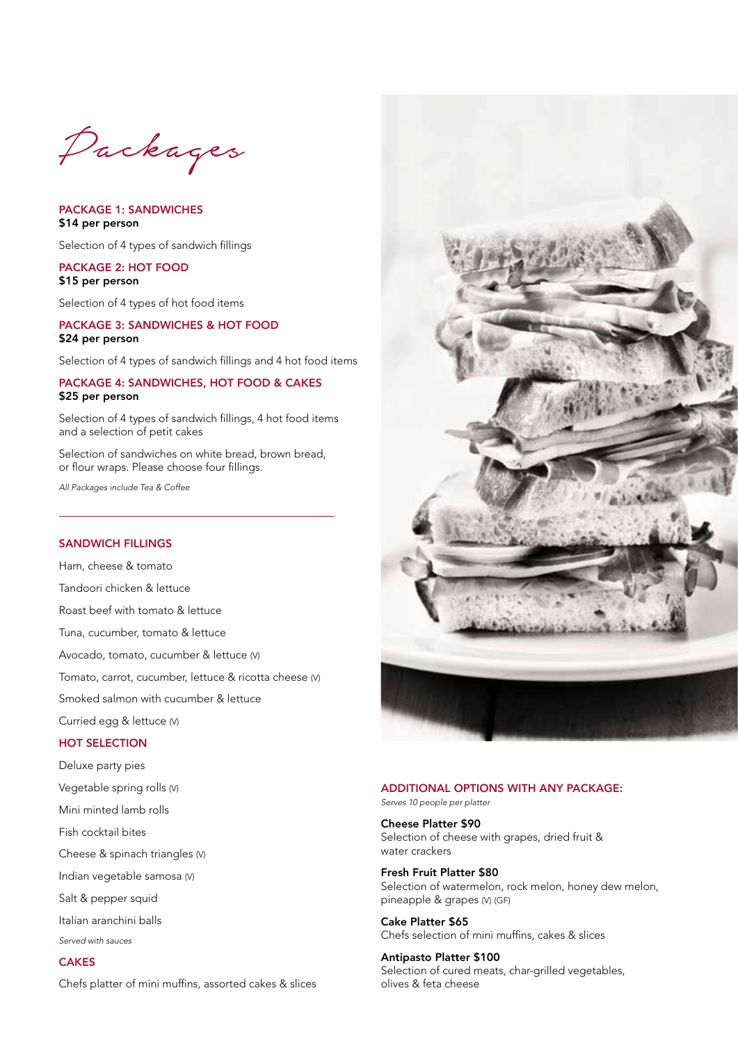# Packages

## PACKAGE 1: SANDWICHES
**$14 per person**

Selection of 4 types of sandwich fillings

## PACKAGE 2: HOT FOOD
**$15 per person**

Selection of 4 types of hot food items

## PACKAGE 3: SANDWICHES & HOT FOOD
**$24 per person**

Selection of 4 types of sandwich fillings and 4 hot food items

## PACKAGE 4: SANDWICHES, HOT FOOD & CAKES
**$25 per person**

Selection of 4 types of sandwich fillings, 4 hot food items and a selection of petit cakes

Selection of sandwiches on white bread, brown bread, or flour wraps. Please choose four fillings.

*All Packages include Tea & Coffee*

---

## SANDWICH FILLINGS

Ham, cheese & tomato

Tandoori chicken & lettuce

Roast beef with tomato & lettuce

Tuna, cucumber, tomato & lettuce

Avocado, tomato, cucumber & lettuce (V)

Tomato, carrot, cucumber, lettuce & ricotta cheese (V)

Smoked salmon with cucumber & lettuce

Curried egg & lettuce (V)

## HOT SELECTION

Deluxe party pies

Vegetable spring rolls (V)

Mini minted lamb rolls

Fish cocktail bites

Cheese & spinach triangles (V)

Indian vegetable samosa (V)

Salt & pepper squid

Italian aranchini balls

*Served with sauces*

## CAKES

Chefs platter of mini muffins, assorted cakes & slices

## ADDITIONAL OPTIONS WITH ANY PACKAGE:

*Serves 10 people per platter*

**Cheese Platter $90**
Selection of cheese with grapes, dried fruit & water crackers

**Fresh Fruit Platter $80**
Selection of watermelon, rock melon, honey dew melon, pineapple & grapes (V) (GF)

**Cake Platter $65**
Chefs selection of mini muffins, cakes & slices

**Antipasto Platter $100**
Selection of cured meats, char-grilled vegetables, olives & feta cheese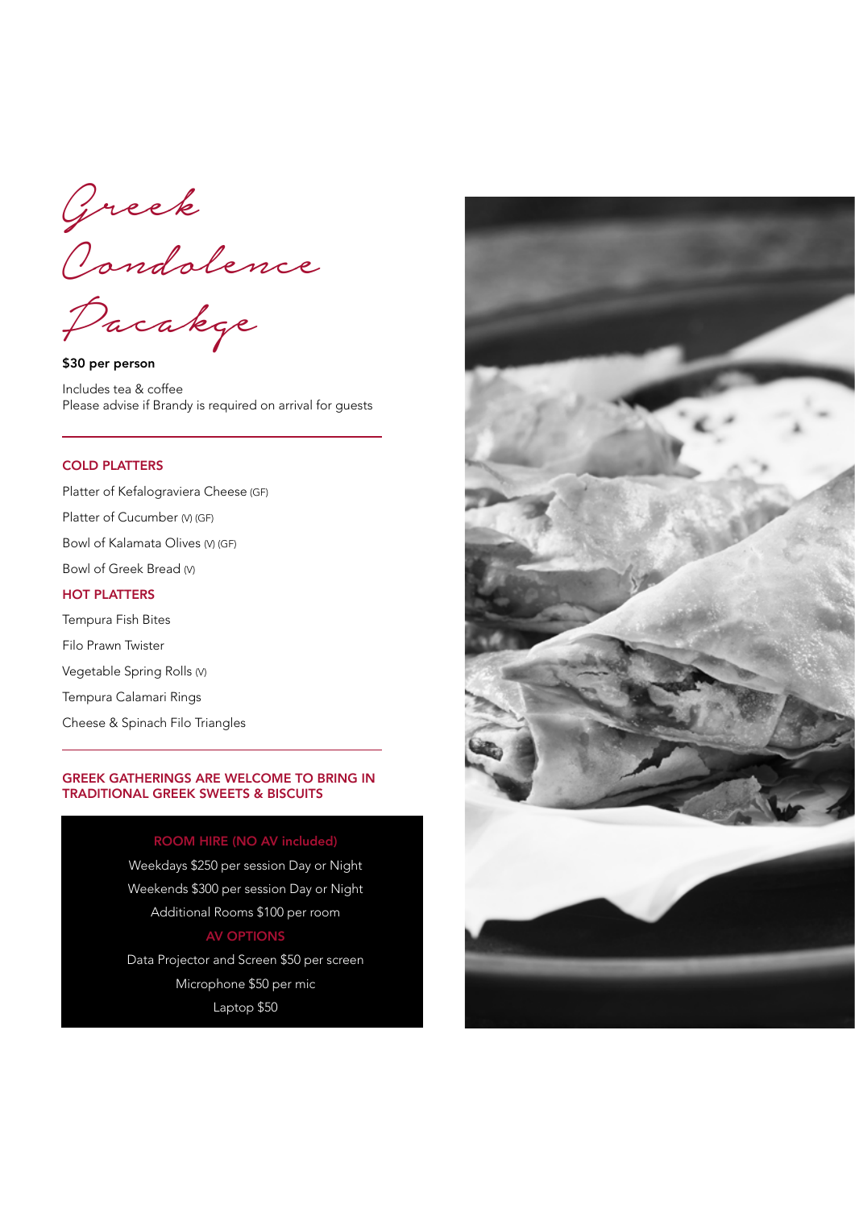# Greek Condolence Pacakge

**$30 per person**

Includes tea & coffee
Please advise if Brandy is required on arrival for guests

## COLD PLATTERS

Platter of Kefalograviera Cheese (GF)

Platter of Cucumber (V) (GF)

Bowl of Kalamata Olives (V) (GF)

Bowl of Greek Bread (V)

## HOT PLATTERS

Tempura Fish Bites

Filo Prawn Twister

Vegetable Spring Rolls (V)

Tempura Calamari Rings

Cheese & Spinach Filo Triangles

**GREEK GATHERINGS ARE WELCOME TO BRING IN TRADITIONAL GREEK SWEETS & BISCUITS**

**ROOM HIRE (NO AV included)**

Weekdays $250 per session Day or Night

Weekends $300 per session Day or Night

Additional Rooms $100 per room

**AV OPTIONS**

Data Projector and Screen $50 per screen

Microphone $50 per mic

Laptop $50